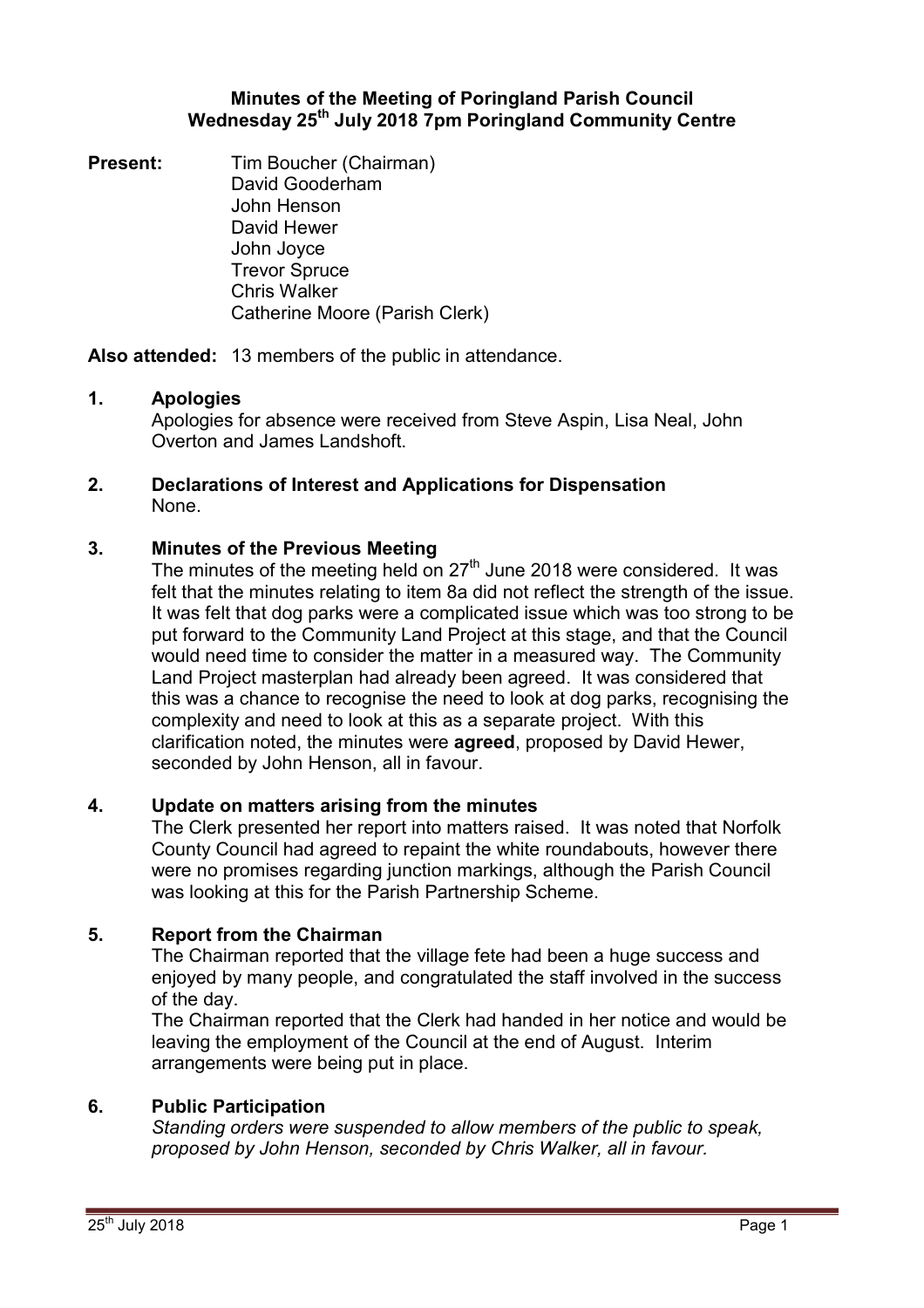# Minutes of the Meeting of Poringland Parish Council
## Wednesday 25th July 2018 7pm Poringland Community Centre

**Present:** Tim Boucher (Chairman)
David Gooderham
John Henson
David Hewer
John Joyce
Trevor Spruce
Chris Walker
Catherine Moore (Parish Clerk)

**Also attended:** 13 members of the public in attendance.

### 1. Apologies

Apologies for absence were received from Steve Aspin, Lisa Neal, John Overton and James Landshoft.

### 2. Declarations of Interest and Applications for Dispensation

None.

### 3. Minutes of the Previous Meeting

The minutes of the meeting held on 27th June 2018 were considered. It was felt that the minutes relating to item 8a did not reflect the strength of the issue. It was felt that dog parks were a complicated issue which was too strong to be put forward to the Community Land Project at this stage, and that the Council would need time to consider the matter in a measured way. The Community Land Project masterplan had already been agreed. It was considered that this was a chance to recognise the need to look at dog parks, recognising the complexity and need to look at this as a separate project. With this clarification noted, the minutes were **agreed**, proposed by David Hewer, seconded by John Henson, all in favour.

### 4. Update on matters arising from the minutes

The Clerk presented her report into matters raised. It was noted that Norfolk County Council had agreed to repaint the white roundabouts, however there were no promises regarding junction markings, although the Parish Council was looking at this for the Parish Partnership Scheme.

### 5. Report from the Chairman

The Chairman reported that the village fete had been a huge success and enjoyed by many people, and congratulated the staff involved in the success of the day.

The Chairman reported that the Clerk had handed in her notice and would be leaving the employment of the Council at the end of August. Interim arrangements were being put in place.

### 6. Public Participation

*Standing orders were suspended to allow members of the public to speak, proposed by John Henson, seconded by Chris Walker, all in favour.*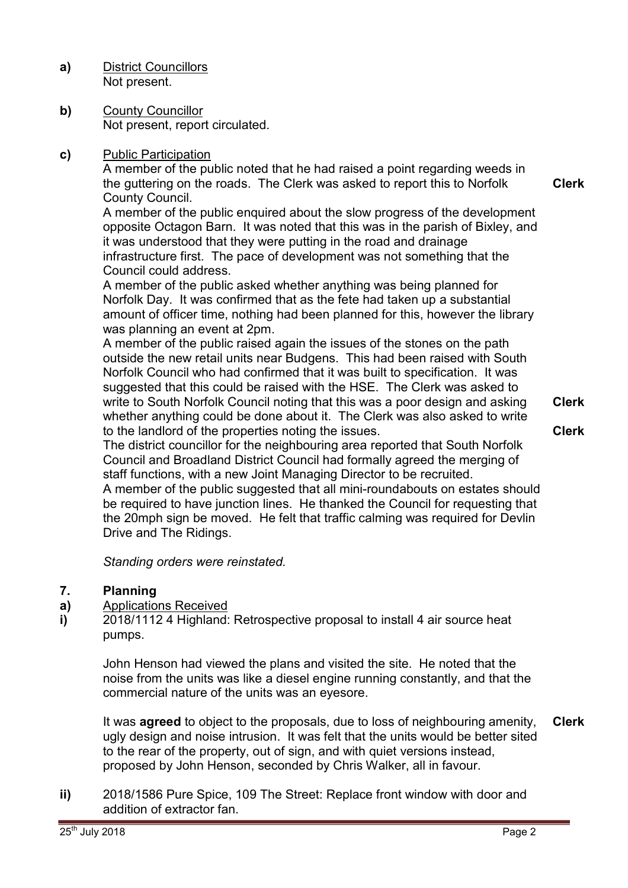**a)** District Councillors
Not present.

**b)** County Councillor
Not present, report circulated.

**c)** Public Participation
A member of the public noted that he had raised a point regarding weeds in the guttering on the roads. The Clerk was asked to report this to Norfolk County Council. **Clerk**

A member of the public enquired about the slow progress of the development opposite Octagon Barn. It was noted that this was in the parish of Bixley, and it was understood that they were putting in the road and drainage infrastructure first. The pace of development was not something that the Council could address.

A member of the public asked whether anything was being planned for Norfolk Day. It was confirmed that as the fete had taken up a substantial amount of officer time, nothing had been planned for this, however the library was planning an event at 2pm.

A member of the public raised again the issues of the stones on the path outside the new retail units near Budgens. This had been raised with South Norfolk Council who had confirmed that it was built to specification. It was suggested that this could be raised with the HSE. The Clerk was asked to write to South Norfolk Council noting that this was a poor design and asking whether anything could be done about it. **Clerk** The Clerk was also asked to write to the landlord of the properties noting the issues. **Clerk**

The district councillor for the neighbouring area reported that South Norfolk Council and Broadland District Council had formally agreed the merging of staff functions, with a new Joint Managing Director to be recruited.

A member of the public suggested that all mini-roundabouts on estates should be required to have junction lines. He thanked the Council for requesting that the 20mph sign be moved. He felt that traffic calming was required for Devlin Drive and The Ridings.

*Standing orders were reinstated.*

## 7. Planning

**a)** Applications Received

**i)** 2018/1112 4 Highland: Retrospective proposal to install 4 air source heat pumps.

John Henson had viewed the plans and visited the site. He noted that the noise from the units was like a diesel engine running constantly, and that the commercial nature of the units was an eyesore.

It was **agreed** to object to the proposals, due to loss of neighbouring amenity, ugly design and noise intrusion. It was felt that the units would be better sited to the rear of the property, out of sign, and with quiet versions instead, proposed by John Henson, seconded by Chris Walker, all in favour. **Clerk**

**ii)** 2018/1586 Pure Spice, 109 The Street: Replace front window with door and addition of extractor fan.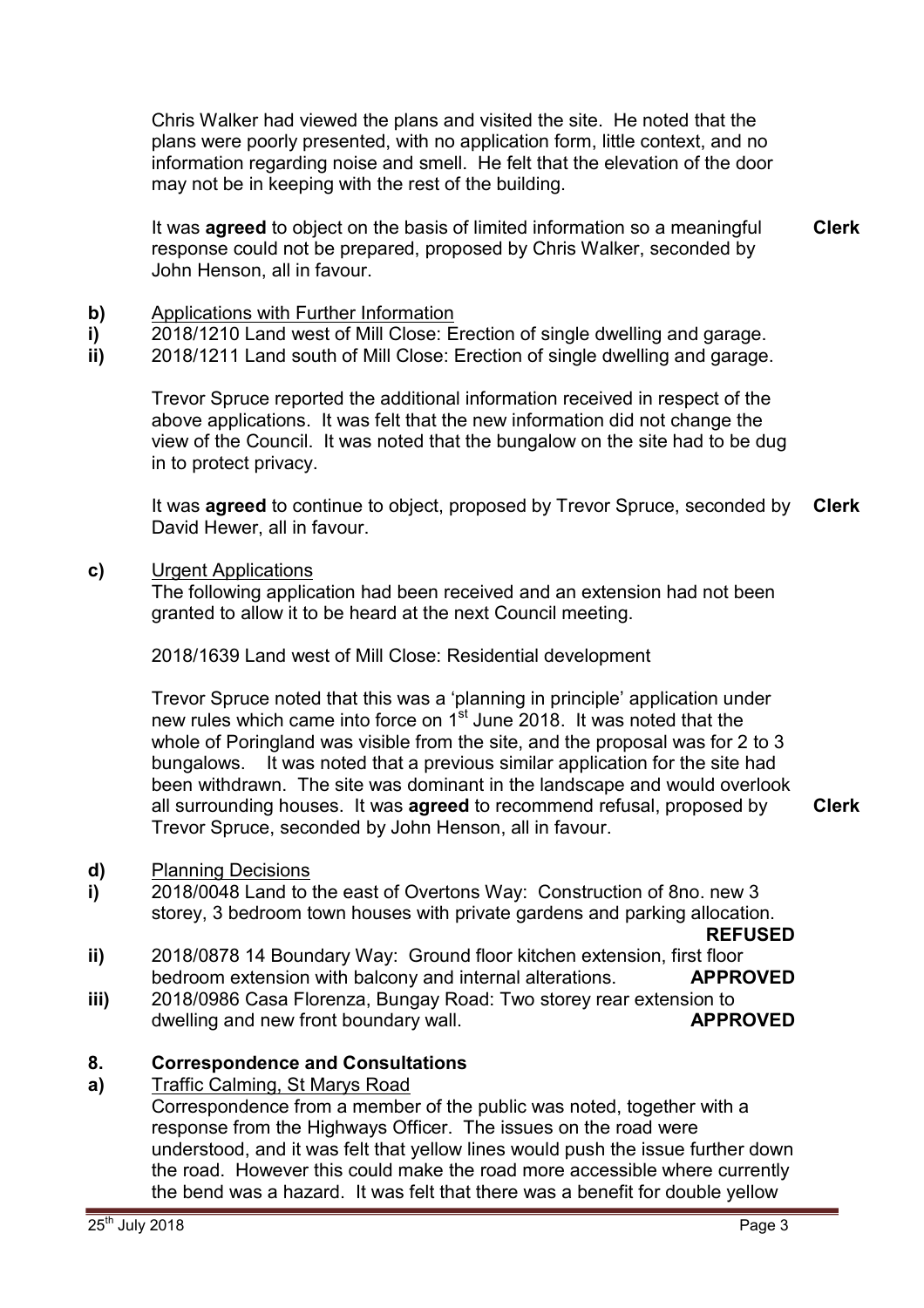Chris Walker had viewed the plans and visited the site. He noted that the plans were poorly presented, with no application form, little context, and no information regarding noise and smell. He felt that the elevation of the door may not be in keeping with the rest of the building.

It was **agreed** to object on the basis of limited information so a meaningful response could not be prepared, proposed by Chris Walker, seconded by John Henson, all in favour. **Clerk**

**b)** Applications with Further Information

**i)** 2018/1210 Land west of Mill Close: Erection of single dwelling and garage.

**ii)** 2018/1211 Land south of Mill Close: Erection of single dwelling and garage.

Trevor Spruce reported the additional information received in respect of the above applications. It was felt that the new information did not change the view of the Council. It was noted that the bungalow on the site had to be dug in to protect privacy.

It was **agreed** to continue to object, proposed by Trevor Spruce, seconded by David Hewer, all in favour. **Clerk**

**c)** Urgent Applications

The following application had been received and an extension had not been granted to allow it to be heard at the next Council meeting.

2018/1639 Land west of Mill Close: Residential development

Trevor Spruce noted that this was a 'planning in principle' application under new rules which came into force on 1st June 2018. It was noted that the whole of Poringland was visible from the site, and the proposal was for 2 to 3 bungalows. It was noted that a previous similar application for the site had been withdrawn. The site was dominant in the landscape and would overlook all surrounding houses. It was **agreed** to recommend refusal, proposed by Trevor Spruce, seconded by John Henson, all in favour. **Clerk**

**d)** Planning Decisions

**i)** 2018/0048 Land to the east of Overtons Way: Construction of 8no. new 3 storey, 3 bedroom town houses with private gardens and parking allocation. **REFUSED**

**ii)** 2018/0878 14 Boundary Way: Ground floor kitchen extension, first floor bedroom extension with balcony and internal alterations. **APPROVED**

**iii)** 2018/0986 Casa Florenza, Bungay Road: Two storey rear extension to dwelling and new front boundary wall. **APPROVED**

## 8. Correspondence and Consultations

**a)** Traffic Calming, St Marys Road

Correspondence from a member of the public was noted, together with a response from the Highways Officer. The issues on the road were understood, and it was felt that yellow lines would push the issue further down the road. However this could make the road more accessible where currently the bend was a hazard. It was felt that there was a benefit for double yellow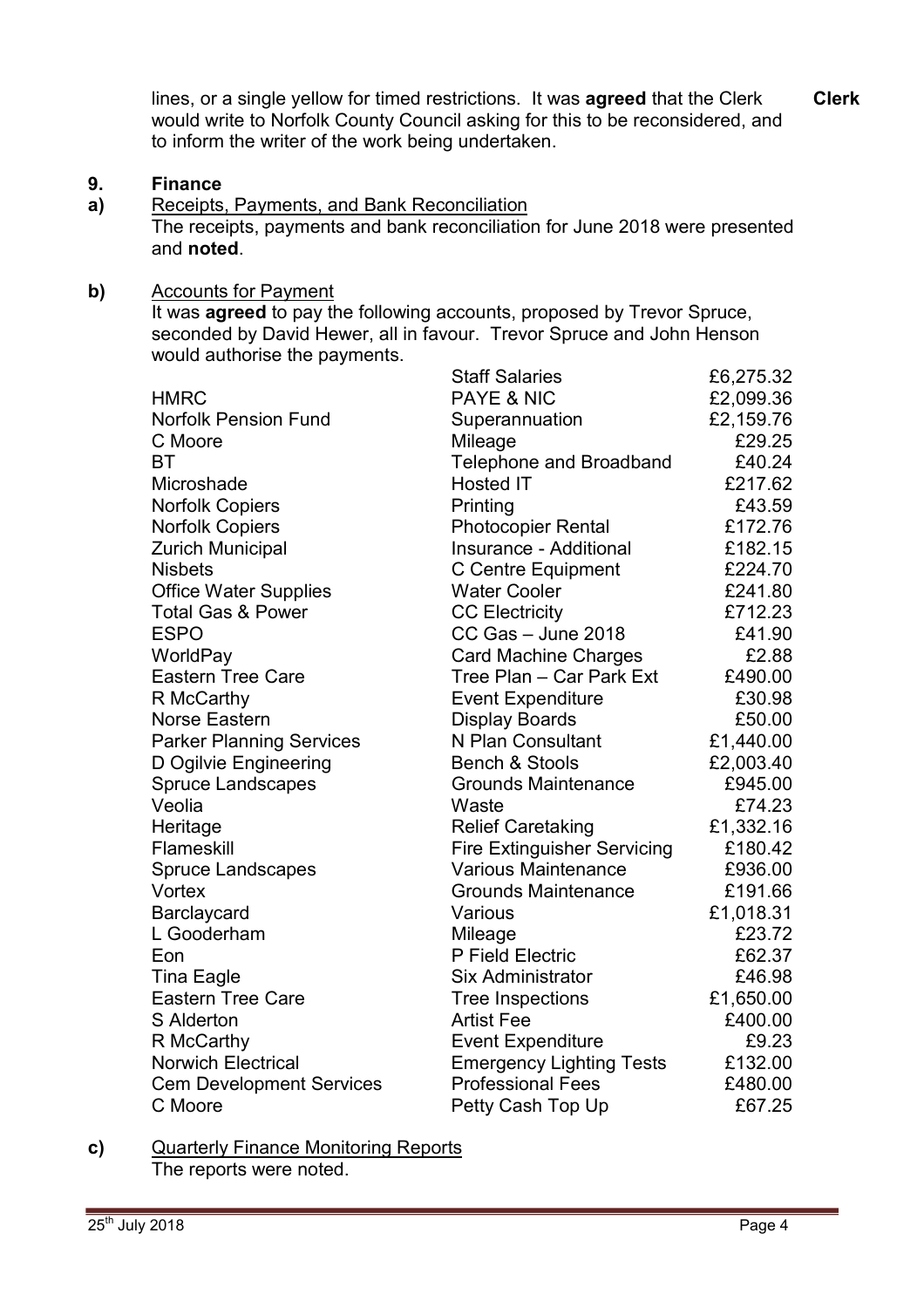lines, or a single yellow for timed restrictions. It was **agreed** that the Clerk would write to Norfolk County Council asking for this to be reconsidered, and to inform the writer of the work being undertaken. **Clerk**

## 9. Finance

**a)** Receipts, Payments, and Bank Reconciliation

The receipts, payments and bank reconciliation for June 2018 were presented and **noted**.

**b)** Accounts for Payment

It was **agreed** to pay the following accounts, proposed by Trevor Spruce, seconded by David Hewer, all in favour. Trevor Spruce and John Henson would authorise the payments.

| | | |
|---|---|---|
| | Staff Salaries | £6,275.32 |
| HMRC | PAYE & NIC | £2,099.36 |
| Norfolk Pension Fund | Superannuation | £2,159.76 |
| C Moore | Mileage | £29.25 |
| BT | Telephone and Broadband | £40.24 |
| Microshade | Hosted IT | £217.62 |
| Norfolk Copiers | Printing | £43.59 |
| Norfolk Copiers | Photocopier Rental | £172.76 |
| Zurich Municipal | Insurance - Additional | £182.15 |
| Nisbets | C Centre Equipment | £224.70 |
| Office Water Supplies | Water Cooler | £241.80 |
| Total Gas & Power | CC Electricity | £712.23 |
| ESPO | CC Gas – June 2018 | £41.90 |
| WorldPay | Card Machine Charges | £2.88 |
| Eastern Tree Care | Tree Plan – Car Park Ext | £490.00 |
| R McCarthy | Event Expenditure | £30.98 |
| Norse Eastern | Display Boards | £50.00 |
| Parker Planning Services | N Plan Consultant | £1,440.00 |
| D Ogilvie Engineering | Bench & Stools | £2,003.40 |
| Spruce Landscapes | Grounds Maintenance | £945.00 |
| Veolia | Waste | £74.23 |
| Heritage | Relief Caretaking | £1,332.16 |
| Flameskill | Fire Extinguisher Servicing | £180.42 |
| Spruce Landscapes | Various Maintenance | £936.00 |
| Vortex | Grounds Maintenance | £191.66 |
| Barclaycard | Various | £1,018.31 |
| L Gooderham | Mileage | £23.72 |
| Eon | P Field Electric | £62.37 |
| Tina Eagle | Six Administrator | £46.98 |
| Eastern Tree Care | Tree Inspections | £1,650.00 |
| S Alderton | Artist Fee | £400.00 |
| R McCarthy | Event Expenditure | £9.23 |
| Norwich Electrical | Emergency Lighting Tests | £132.00 |
| Cem Development Services | Professional Fees | £480.00 |
| C Moore | Petty Cash Top Up | £67.25 |

**c)** Quarterly Finance Monitoring Reports

The reports were noted.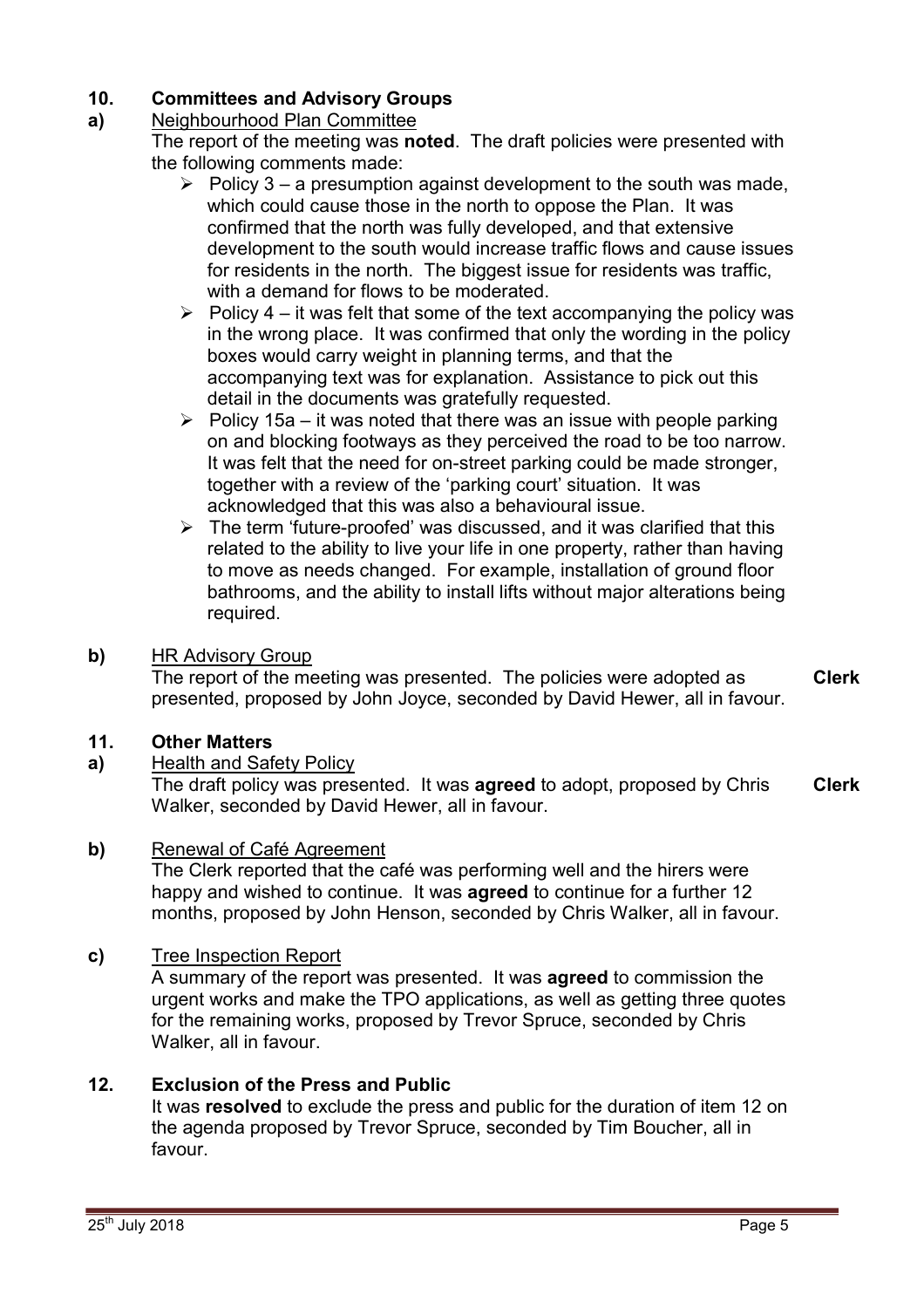## 10. Committees and Advisory Groups

**a)** Neighbourhood Plan Committee

The report of the meeting was **noted**. The draft policies were presented with the following comments made:

- Policy 3 – a presumption against development to the south was made, which could cause those in the north to oppose the Plan. It was confirmed that the north was fully developed, and that extensive development to the south would increase traffic flows and cause issues for residents in the north. The biggest issue for residents was traffic, with a demand for flows to be moderated.
- Policy 4 – it was felt that some of the text accompanying the policy was in the wrong place. It was confirmed that only the wording in the policy boxes would carry weight in planning terms, and that the accompanying text was for explanation. Assistance to pick out this detail in the documents was gratefully requested.
- Policy 15a – it was noted that there was an issue with people parking on and blocking footways as they perceived the road to be too narrow. It was felt that the need for on-street parking could be made stronger, together with a review of the 'parking court' situation. It was acknowledged that this was also a behavioural issue.
- The term 'future-proofed' was discussed, and it was clarified that this related to the ability to live your life in one property, rather than having to move as needs changed. For example, installation of ground floor bathrooms, and the ability to install lifts without major alterations being required.

**b)** HR Advisory Group

The report of the meeting was presented. The policies were adopted as presented, proposed by John Joyce, seconded by David Hewer, all in favour. **Clerk**

## 11. Other Matters

**a)** Health and Safety Policy

The draft policy was presented. It was **agreed** to adopt, proposed by Chris Walker, seconded by David Hewer, all in favour. **Clerk**

**b)** Renewal of Café Agreement

The Clerk reported that the café was performing well and the hirers were happy and wished to continue. It was **agreed** to continue for a further 12 months, proposed by John Henson, seconded by Chris Walker, all in favour.

**c)** Tree Inspection Report

A summary of the report was presented. It was **agreed** to commission the urgent works and make the TPO applications, as well as getting three quotes for the remaining works, proposed by Trevor Spruce, seconded by Chris Walker, all in favour.

## 12. Exclusion of the Press and Public

It was **resolved** to exclude the press and public for the duration of item 12 on the agenda proposed by Trevor Spruce, seconded by Tim Boucher, all in favour.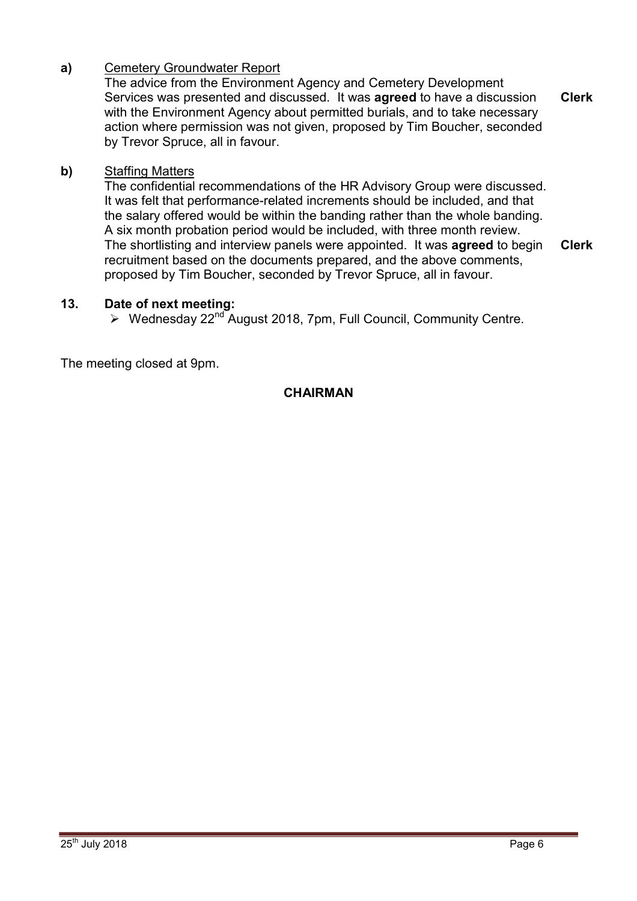**a)** Cemetery Groundwater Report

The advice from the Environment Agency and Cemetery Development Services was presented and discussed. It was **agreed** to have a discussion with the Environment Agency about permitted burials, and to take necessary action where permission was not given, proposed by Tim Boucher, seconded by Trevor Spruce, all in favour. **Clerk**

**b)** Staffing Matters

The confidential recommendations of the HR Advisory Group were discussed. It was felt that performance-related increments should be included, and that the salary offered would be within the banding rather than the whole banding. A six month probation period would be included, with three month review. The shortlisting and interview panels were appointed. It was **agreed** to begin recruitment based on the documents prepared, and the above comments, proposed by Tim Boucher, seconded by Trevor Spruce, all in favour. **Clerk**

## 13. Date of next meeting:

- Wednesday 22nd August 2018, 7pm, Full Council, Community Centre.

The meeting closed at 9pm.

**CHAIRMAN**